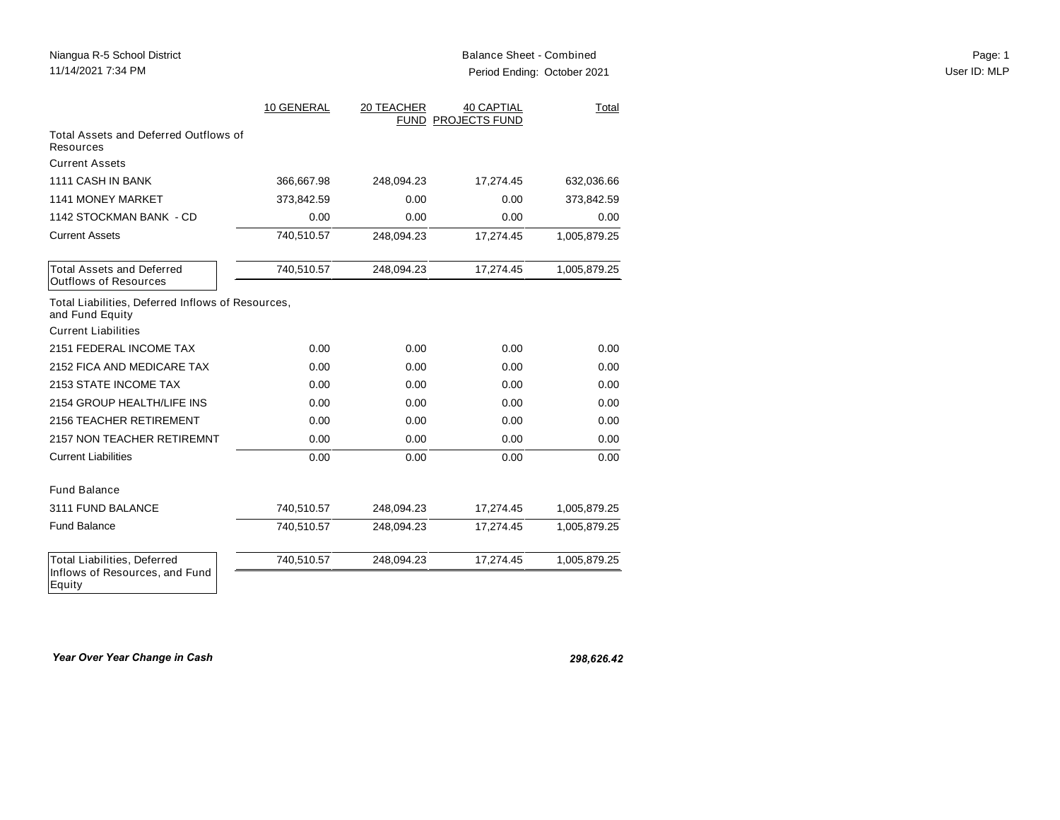Niangua R-5 School District
11/14/2021 7:34 PM

Balance Sheet - Combined
Period Ending: October 2021

User ID: MLP

| | 10 GENERAL | 20 TEACHER FUND | 40 CAPTIAL PROJECTS FUND | Total |
|---|---|---|---|---|
| Total Assets and Deferred Outflows of Resources | | | | |
| Current Assets | | | | |
| 1111 CASH IN BANK | 366,667.98 | 248,094.23 | 17,274.45 | 632,036.66 |
| 1141 MONEY MARKET | 373,842.59 | 0.00 | 0.00 | 373,842.59 |
| 1142 STOCKMAN BANK - CD | 0.00 | 0.00 | 0.00 | 0.00 |
| Current Assets | 740,510.57 | 248,094.23 | 17,274.45 | 1,005,879.25 |
| Total Assets and Deferred Outflows of Resources | 740,510.57 | 248,094.23 | 17,274.45 | 1,005,879.25 |
| Total Liabilities, Deferred Inflows of Resources, and Fund Equity | | | | |
| Current Liabilities | | | | |
| 2151 FEDERAL INCOME TAX | 0.00 | 0.00 | 0.00 | 0.00 |
| 2152 FICA AND MEDICARE TAX | 0.00 | 0.00 | 0.00 | 0.00 |
| 2153 STATE INCOME TAX | 0.00 | 0.00 | 0.00 | 0.00 |
| 2154 GROUP HEALTH/LIFE INS | 0.00 | 0.00 | 0.00 | 0.00 |
| 2156 TEACHER RETIREMENT | 0.00 | 0.00 | 0.00 | 0.00 |
| 2157 NON TEACHER RETIREMNT | 0.00 | 0.00 | 0.00 | 0.00 |
| Current Liabilities | 0.00 | 0.00 | 0.00 | 0.00 |
| Fund Balance | | | | |
| 3111 FUND BALANCE | 740,510.57 | 248,094.23 | 17,274.45 | 1,005,879.25 |
| Fund Balance | 740,510.57 | 248,094.23 | 17,274.45 | 1,005,879.25 |
| Total Liabilities, Deferred Inflows of Resources, and Fund Equity | 740,510.57 | 248,094.23 | 17,274.45 | 1,005,879.25 |

***Year Over Year Change in Cash*** ***298,626.42***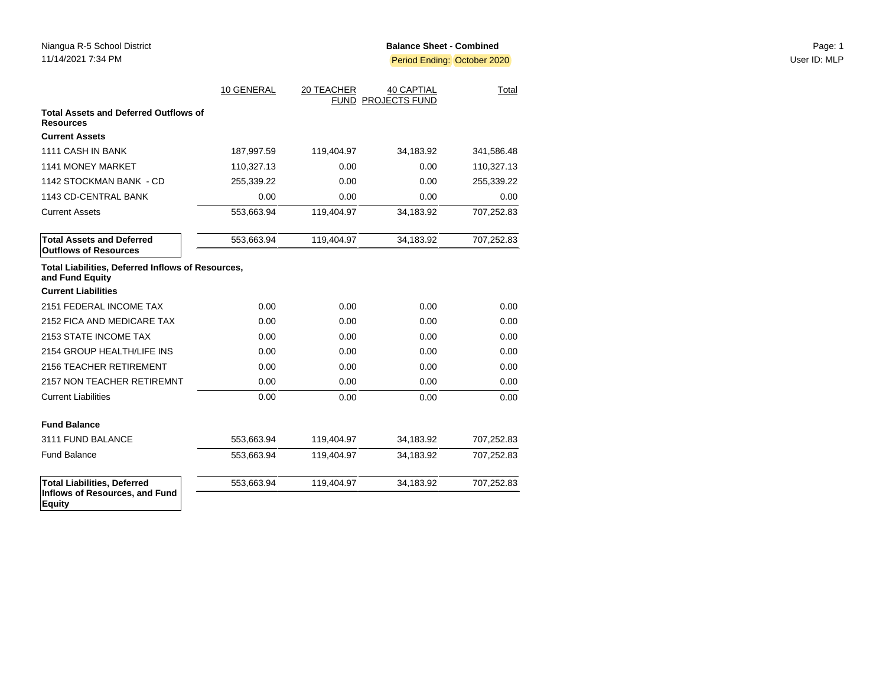Niangua R-5 School District
11/14/2021 7:34 PM

**Balance Sheet - Combined**

Period Ending: October 2020

Page: 1
User ID: MLP

| | 10 GENERAL | 20 TEACHER FUND | 40 CAPTIAL PROJECTS FUND | Total |
|---|---|---|---|---|
| **Total Assets and Deferred Outflows of Resources** | | | | |
| **Current Assets** | | | | |
| 1111 CASH IN BANK | 187,997.59 | 119,404.97 | 34,183.92 | 341,586.48 |
| 1141 MONEY MARKET | 110,327.13 | 0.00 | 0.00 | 110,327.13 |
| 1142 STOCKMAN BANK - CD | 255,339.22 | 0.00 | 0.00 | 255,339.22 |
| 1143 CD-CENTRAL BANK | 0.00 | 0.00 | 0.00 | 0.00 |
| Current Assets | 553,663.94 | 119,404.97 | 34,183.92 | 707,252.83 |
| **Total Assets and Deferred Outflows of Resources** | 553,663.94 | 119,404.97 | 34,183.92 | 707,252.83 |
| **Total Liabilities, Deferred Inflows of Resources, and Fund Equity** | | | | |
| **Current Liabilities** | | | | |
| 2151 FEDERAL INCOME TAX | 0.00 | 0.00 | 0.00 | 0.00 |
| 2152 FICA AND MEDICARE TAX | 0.00 | 0.00 | 0.00 | 0.00 |
| 2153 STATE INCOME TAX | 0.00 | 0.00 | 0.00 | 0.00 |
| 2154 GROUP HEALTH/LIFE INS | 0.00 | 0.00 | 0.00 | 0.00 |
| 2156 TEACHER RETIREMENT | 0.00 | 0.00 | 0.00 | 0.00 |
| 2157 NON TEACHER RETIREMNT | 0.00 | 0.00 | 0.00 | 0.00 |
| Current Liabilities | 0.00 | 0.00 | 0.00 | 0.00 |
| **Fund Balance** | | | | |
| 3111 FUND BALANCE | 553,663.94 | 119,404.97 | 34,183.92 | 707,252.83 |
| Fund Balance | 553,663.94 | 119,404.97 | 34,183.92 | 707,252.83 |
| **Total Liabilities, Deferred Inflows of Resources, and Fund Equity** | 553,663.94 | 119,404.97 | 34,183.92 | 707,252.83 |